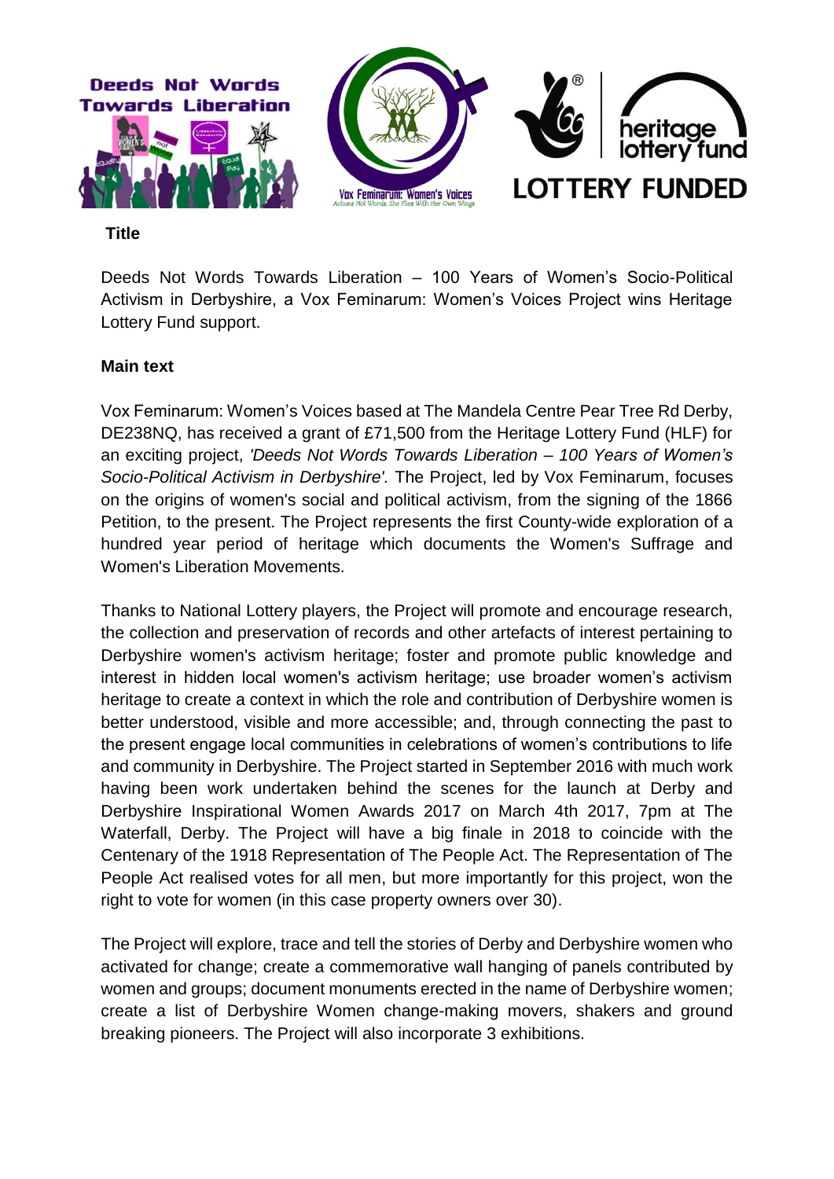**Title**

Deeds Not Words Towards Liberation – 100 Years of Women's Socio-Political Activism in Derbyshire, a Vox Feminarum: Women's Voices Project wins Heritage Lottery Fund support.

**Main text**

Vox Feminarum: Women's Voices based at The Mandela Centre Pear Tree Rd Derby, DE238NQ, has received a grant of £71,500 from the Heritage Lottery Fund (HLF) for an exciting project, *'Deeds Not Words Towards Liberation – 100 Years of Women's Socio-Political Activism in Derbyshire'.* The Project, led by Vox Feminarum, focuses on the origins of women's social and political activism, from the signing of the 1866 Petition, to the present. The Project represents the first County-wide exploration of a hundred year period of heritage which documents the Women's Suffrage and Women's Liberation Movements.

Thanks to National Lottery players, the Project will promote and encourage research, the collection and preservation of records and other artefacts of interest pertaining to Derbyshire women's activism heritage; foster and promote public knowledge and interest in hidden local women's activism heritage; use broader women's activism heritage to create a context in which the role and contribution of Derbyshire women is better understood, visible and more accessible; and, through connecting the past to the present engage local communities in celebrations of women's contributions to life and community in Derbyshire. The Project started in September 2016 with much work having been work undertaken behind the scenes for the launch at Derby and Derbyshire Inspirational Women Awards 2017 on March 4th 2017, 7pm at The Waterfall, Derby. The Project will have a big finale in 2018 to coincide with the Centenary of the 1918 Representation of The People Act. The Representation of The People Act realised votes for all men, but more importantly for this project, won the right to vote for women (in this case property owners over 30).

The Project will explore, trace and tell the stories of Derby and Derbyshire women who activated for change; create a commemorative wall hanging of panels contributed by women and groups; document monuments erected in the name of Derbyshire women; create a list of Derbyshire Women change-making movers, shakers and ground breaking pioneers. The Project will also incorporate 3 exhibitions.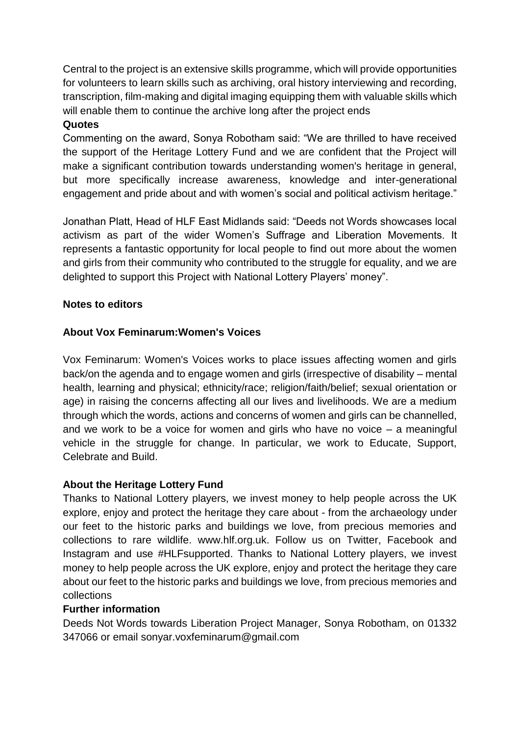Central to the project is an extensive skills programme, which will provide opportunities for volunteers to learn skills such as archiving, oral history interviewing and recording, transcription, film-making and digital imaging equipping them with valuable skills which will enable them to continue the archive long after the project ends

**Quotes**

Commenting on the award, Sonya Robotham said: "We are thrilled to have received the support of the Heritage Lottery Fund and we are confident that the Project will make a significant contribution towards understanding women's heritage in general, but more specifically increase awareness, knowledge and inter-generational engagement and pride about and with women's social and political activism heritage."

Jonathan Platt, Head of HLF East Midlands said: "Deeds not Words showcases local activism as part of the wider Women's Suffrage and Liberation Movements. It represents a fantastic opportunity for local people to find out more about the women and girls from their community who contributed to the struggle for equality, and we are delighted to support this Project with National Lottery Players' money".

**Notes to editors**

**About Vox Feminarum:Women's Voices**

Vox Feminarum: Women's Voices works to place issues affecting women and girls back/on the agenda and to engage women and girls (irrespective of disability – mental health, learning and physical; ethnicity/race; religion/faith/belief; sexual orientation or age) in raising the concerns affecting all our lives and livelihoods. We are a medium through which the words, actions and concerns of women and girls can be channelled, and we work to be a voice for women and girls who have no voice – a meaningful vehicle in the struggle for change. In particular, we work to Educate, Support, Celebrate and Build.

**About the Heritage Lottery Fund**

Thanks to National Lottery players, we invest money to help people across the UK explore, enjoy and protect the heritage they care about - from the archaeology under our feet to the historic parks and buildings we love, from precious memories and collections to rare wildlife. www.hlf.org.uk. Follow us on Twitter, Facebook and Instagram and use #HLFsupported. Thanks to National Lottery players, we invest money to help people across the UK explore, enjoy and protect the heritage they care about our feet to the historic parks and buildings we love, from precious memories and collections

**Further information**

Deeds Not Words towards Liberation Project Manager, Sonya Robotham, on 01332 347066 or email sonyar.voxfeminarum@gmail.com